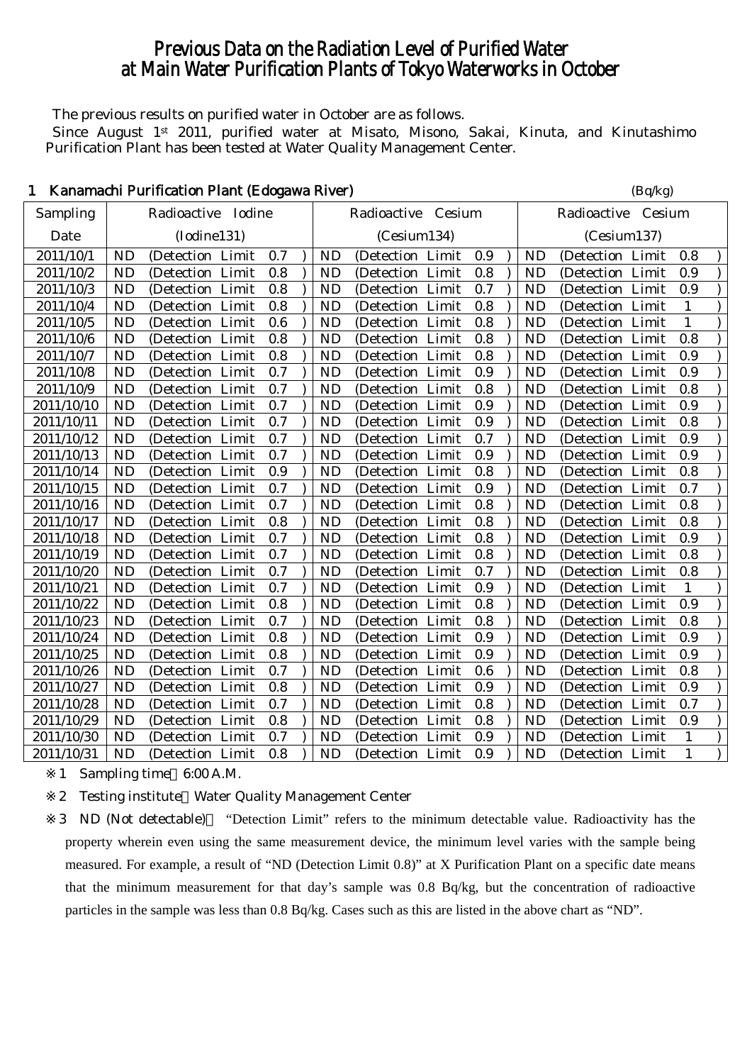# Previous Data on the Radiation Level of Purified Water at Main Water Purification Plants of Tokyo Waterworks in October

The previous results on purified water in October are as follows.

Since August 1st 2011, purified water at Misato, Misono, Sakai, Kinuta, and Kinutashimo Purification Plant has been tested at Water Quality Management Center.

## 1 Kanamachi Purification Plant (Edogawa River)

(Bq/kg)

| Sampling Date | Radioactive Iodine (Iodine131) | Radioactive Cesium (Cesium134) | Radioactive Cesium (Cesium137) |
|---|---|---|---|
| 2011/10/1 | ND (Detection Limit 0.7) | ND (Detection Limit 0.9) | ND (Detection Limit 0.8) |
| 2011/10/2 | ND (Detection Limit 0.8) | ND (Detection Limit 0.8) | ND (Detection Limit 0.9) |
| 2011/10/3 | ND (Detection Limit 0.8) | ND (Detection Limit 0.7) | ND (Detection Limit 0.9) |
| 2011/10/4 | ND (Detection Limit 0.8) | ND (Detection Limit 0.8) | ND (Detection Limit 1) |
| 2011/10/5 | ND (Detection Limit 0.6) | ND (Detection Limit 0.8) | ND (Detection Limit 1) |
| 2011/10/6 | ND (Detection Limit 0.8) | ND (Detection Limit 0.8) | ND (Detection Limit 0.8) |
| 2011/10/7 | ND (Detection Limit 0.8) | ND (Detection Limit 0.8) | ND (Detection Limit 0.9) |
| 2011/10/8 | ND (Detection Limit 0.7) | ND (Detection Limit 0.9) | ND (Detection Limit 0.9) |
| 2011/10/9 | ND (Detection Limit 0.7) | ND (Detection Limit 0.8) | ND (Detection Limit 0.8) |
| 2011/10/10 | ND (Detection Limit 0.7) | ND (Detection Limit 0.9) | ND (Detection Limit 0.9) |
| 2011/10/11 | ND (Detection Limit 0.7) | ND (Detection Limit 0.9) | ND (Detection Limit 0.8) |
| 2011/10/12 | ND (Detection Limit 0.7) | ND (Detection Limit 0.7) | ND (Detection Limit 0.9) |
| 2011/10/13 | ND (Detection Limit 0.7) | ND (Detection Limit 0.9) | ND (Detection Limit 0.9) |
| 2011/10/14 | ND (Detection Limit 0.9) | ND (Detection Limit 0.8) | ND (Detection Limit 0.8) |
| 2011/10/15 | ND (Detection Limit 0.7) | ND (Detection Limit 0.9) | ND (Detection Limit 0.7) |
| 2011/10/16 | ND (Detection Limit 0.7) | ND (Detection Limit 0.8) | ND (Detection Limit 0.8) |
| 2011/10/17 | ND (Detection Limit 0.8) | ND (Detection Limit 0.8) | ND (Detection Limit 0.8) |
| 2011/10/18 | ND (Detection Limit 0.7) | ND (Detection Limit 0.8) | ND (Detection Limit 0.9) |
| 2011/10/19 | ND (Detection Limit 0.7) | ND (Detection Limit 0.8) | ND (Detection Limit 0.8) |
| 2011/10/20 | ND (Detection Limit 0.7) | ND (Detection Limit 0.7) | ND (Detection Limit 0.8) |
| 2011/10/21 | ND (Detection Limit 0.7) | ND (Detection Limit 0.9) | ND (Detection Limit 1) |
| 2011/10/22 | ND (Detection Limit 0.8) | ND (Detection Limit 0.8) | ND (Detection Limit 0.9) |
| 2011/10/23 | ND (Detection Limit 0.7) | ND (Detection Limit 0.8) | ND (Detection Limit 0.8) |
| 2011/10/24 | ND (Detection Limit 0.8) | ND (Detection Limit 0.9) | ND (Detection Limit 0.9) |
| 2011/10/25 | ND (Detection Limit 0.8) | ND (Detection Limit 0.9) | ND (Detection Limit 0.9) |
| 2011/10/26 | ND (Detection Limit 0.7) | ND (Detection Limit 0.6) | ND (Detection Limit 0.8) |
| 2011/10/27 | ND (Detection Limit 0.8) | ND (Detection Limit 0.9) | ND (Detection Limit 0.9) |
| 2011/10/28 | ND (Detection Limit 0.7) | ND (Detection Limit 0.8) | ND (Detection Limit 0.7) |
| 2011/10/29 | ND (Detection Limit 0.8) | ND (Detection Limit 0.8) | ND (Detection Limit 0.9) |
| 2011/10/30 | ND (Detection Limit 0.7) | ND (Detection Limit 0.9) | ND (Detection Limit 1) |
| 2011/10/31 | ND (Detection Limit 0.8) | ND (Detection Limit 0.9) | ND (Detection Limit 1) |

※1 Sampling time 6:00 A.M.

※2 Testing institute Water Quality Management Center

※3 ND (Not detectable) "Detection Limit" refers to the minimum detectable value. Radioactivity has the property wherein even using the same measurement device, the minimum level varies with the sample being measured. For example, a result of "ND (Detection Limit 0.8)" at X Purification Plant on a specific date means that the minimum measurement for that day's sample was 0.8 Bq/kg, but the concentration of radioactive particles in the sample was less than 0.8 Bq/kg. Cases such as this are listed in the above chart as "ND".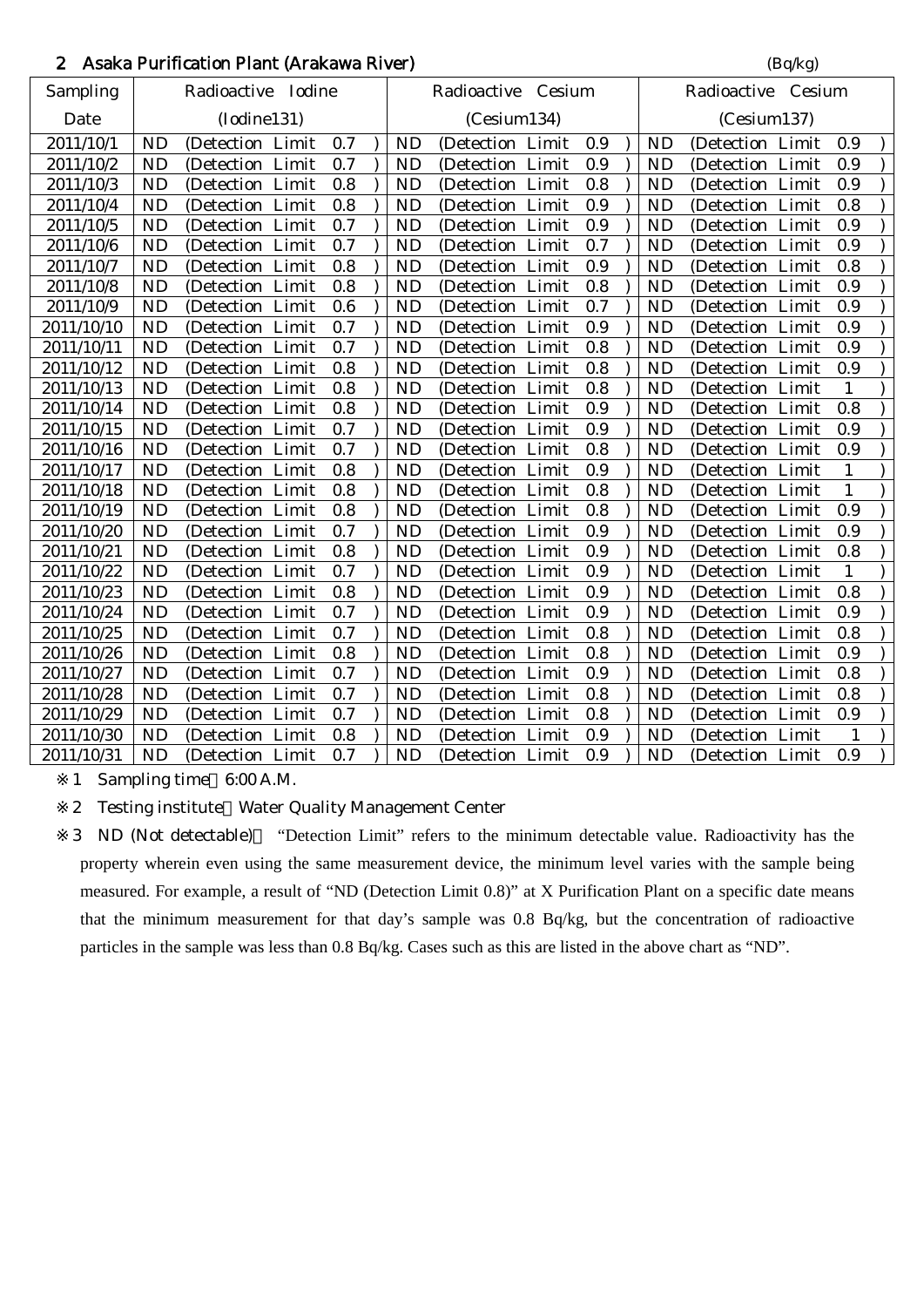## 2　Asaka Purification Plant (Arakawa River)

(Bq/kg)

| Sampling Date | Radioactive Iodine (Iodine131) | Radioactive Cesium (Cesium134) | Radioactive Cesium (Cesium137) |
|---|---|---|---|
| 2011/10/1 | ND (Detection Limit 0.7) | ND (Detection Limit 0.9) | ND (Detection Limit 0.9) |
| 2011/10/2 | ND (Detection Limit 0.7) | ND (Detection Limit 0.9) | ND (Detection Limit 0.9) |
| 2011/10/3 | ND (Detection Limit 0.8) | ND (Detection Limit 0.8) | ND (Detection Limit 0.9) |
| 2011/10/4 | ND (Detection Limit 0.8) | ND (Detection Limit 0.9) | ND (Detection Limit 0.8) |
| 2011/10/5 | ND (Detection Limit 0.7) | ND (Detection Limit 0.9) | ND (Detection Limit 0.9) |
| 2011/10/6 | ND (Detection Limit 0.7) | ND (Detection Limit 0.7) | ND (Detection Limit 0.9) |
| 2011/10/7 | ND (Detection Limit 0.8) | ND (Detection Limit 0.9) | ND (Detection Limit 0.8) |
| 2011/10/8 | ND (Detection Limit 0.8) | ND (Detection Limit 0.8) | ND (Detection Limit 0.9) |
| 2011/10/9 | ND (Detection Limit 0.6) | ND (Detection Limit 0.7) | ND (Detection Limit 0.9) |
| 2011/10/10 | ND (Detection Limit 0.7) | ND (Detection Limit 0.9) | ND (Detection Limit 0.9) |
| 2011/10/11 | ND (Detection Limit 0.7) | ND (Detection Limit 0.8) | ND (Detection Limit 0.9) |
| 2011/10/12 | ND (Detection Limit 0.8) | ND (Detection Limit 0.8) | ND (Detection Limit 0.9) |
| 2011/10/13 | ND (Detection Limit 0.8) | ND (Detection Limit 0.8) | ND (Detection Limit 1) |
| 2011/10/14 | ND (Detection Limit 0.8) | ND (Detection Limit 0.9) | ND (Detection Limit 0.8) |
| 2011/10/15 | ND (Detection Limit 0.7) | ND (Detection Limit 0.9) | ND (Detection Limit 0.9) |
| 2011/10/16 | ND (Detection Limit 0.7) | ND (Detection Limit 0.8) | ND (Detection Limit 0.9) |
| 2011/10/17 | ND (Detection Limit 0.8) | ND (Detection Limit 0.9) | ND (Detection Limit 1) |
| 2011/10/18 | ND (Detection Limit 0.8) | ND (Detection Limit 0.8) | ND (Detection Limit 1) |
| 2011/10/19 | ND (Detection Limit 0.8) | ND (Detection Limit 0.8) | ND (Detection Limit 0.9) |
| 2011/10/20 | ND (Detection Limit 0.7) | ND (Detection Limit 0.9) | ND (Detection Limit 0.9) |
| 2011/10/21 | ND (Detection Limit 0.8) | ND (Detection Limit 0.9) | ND (Detection Limit 0.8) |
| 2011/10/22 | ND (Detection Limit 0.7) | ND (Detection Limit 0.9) | ND (Detection Limit 1) |
| 2011/10/23 | ND (Detection Limit 0.8) | ND (Detection Limit 0.9) | ND (Detection Limit 0.8) |
| 2011/10/24 | ND (Detection Limit 0.7) | ND (Detection Limit 0.9) | ND (Detection Limit 0.9) |
| 2011/10/25 | ND (Detection Limit 0.7) | ND (Detection Limit 0.8) | ND (Detection Limit 0.8) |
| 2011/10/26 | ND (Detection Limit 0.8) | ND (Detection Limit 0.8) | ND (Detection Limit 0.9) |
| 2011/10/27 | ND (Detection Limit 0.7) | ND (Detection Limit 0.9) | ND (Detection Limit 0.8) |
| 2011/10/28 | ND (Detection Limit 0.7) | ND (Detection Limit 0.8) | ND (Detection Limit 0.8) |
| 2011/10/29 | ND (Detection Limit 0.7) | ND (Detection Limit 0.8) | ND (Detection Limit 0.9) |
| 2011/10/30 | ND (Detection Limit 0.8) | ND (Detection Limit 0.9) | ND (Detection Limit 1) |
| 2011/10/31 | ND (Detection Limit 0.7) | ND (Detection Limit 0.9) | ND (Detection Limit 0.9) |

※1　Sampling time　6:00 A.M.

※2　Testing institute　Water Quality Management Center

※3　ND (Not detectable)　"Detection Limit" refers to the minimum detectable value. Radioactivity has the property wherein even using the same measurement device, the minimum level varies with the sample being measured. For example, a result of "ND (Detection Limit 0.8)" at X Purification Plant on a specific date means that the minimum measurement for that day's sample was 0.8 Bq/kg, but the concentration of radioactive particles in the sample was less than 0.8 Bq/kg. Cases such as this are listed in the above chart as "ND".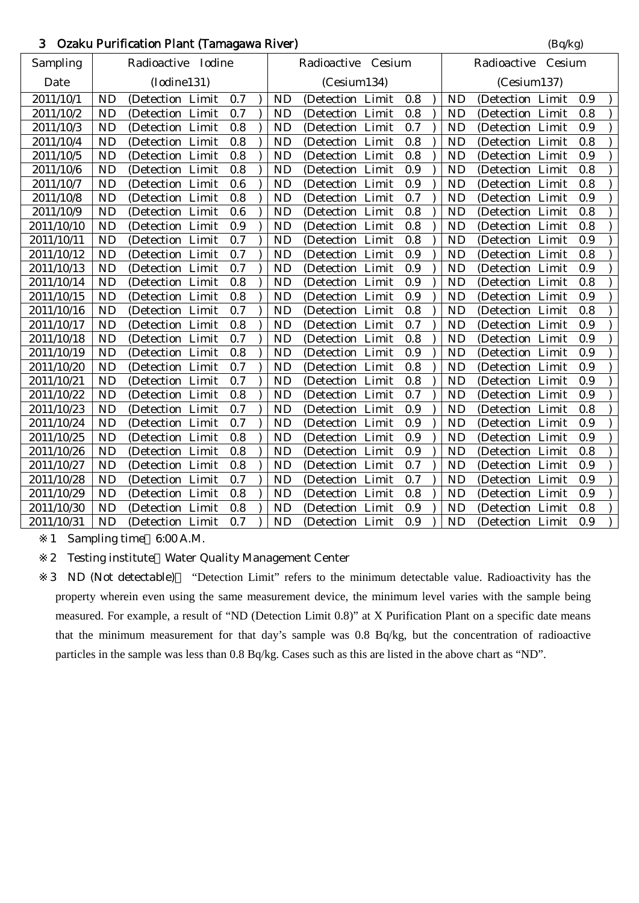### 3 Ozaku Purification Plant (Tamagawa River)

(Bq/kg)

| Sampling Date | Radioactive Iodine (Iodine131) | Radioactive Cesium (Cesium134) | Radioactive Cesium (Cesium137) |
|---|---|---|---|
| 2011/10/1 | ND (Detection Limit 0.7 ) | ND (Detection Limit 0.8 ) | ND (Detection Limit 0.9 ) |
| 2011/10/2 | ND (Detection Limit 0.7 ) | ND (Detection Limit 0.8 ) | ND (Detection Limit 0.8 ) |
| 2011/10/3 | ND (Detection Limit 0.8 ) | ND (Detection Limit 0.7 ) | ND (Detection Limit 0.9 ) |
| 2011/10/4 | ND (Detection Limit 0.8 ) | ND (Detection Limit 0.8 ) | ND (Detection Limit 0.8 ) |
| 2011/10/5 | ND (Detection Limit 0.8 ) | ND (Detection Limit 0.8 ) | ND (Detection Limit 0.9 ) |
| 2011/10/6 | ND (Detection Limit 0.8 ) | ND (Detection Limit 0.9 ) | ND (Detection Limit 0.8 ) |
| 2011/10/7 | ND (Detection Limit 0.6 ) | ND (Detection Limit 0.9 ) | ND (Detection Limit 0.8 ) |
| 2011/10/8 | ND (Detection Limit 0.8 ) | ND (Detection Limit 0.7 ) | ND (Detection Limit 0.9 ) |
| 2011/10/9 | ND (Detection Limit 0.6 ) | ND (Detection Limit 0.8 ) | ND (Detection Limit 0.8 ) |
| 2011/10/10 | ND (Detection Limit 0.9 ) | ND (Detection Limit 0.8 ) | ND (Detection Limit 0.8 ) |
| 2011/10/11 | ND (Detection Limit 0.7 ) | ND (Detection Limit 0.8 ) | ND (Detection Limit 0.9 ) |
| 2011/10/12 | ND (Detection Limit 0.7 ) | ND (Detection Limit 0.9 ) | ND (Detection Limit 0.8 ) |
| 2011/10/13 | ND (Detection Limit 0.7 ) | ND (Detection Limit 0.9 ) | ND (Detection Limit 0.9 ) |
| 2011/10/14 | ND (Detection Limit 0.8 ) | ND (Detection Limit 0.9 ) | ND (Detection Limit 0.8 ) |
| 2011/10/15 | ND (Detection Limit 0.8 ) | ND (Detection Limit 0.9 ) | ND (Detection Limit 0.9 ) |
| 2011/10/16 | ND (Detection Limit 0.7 ) | ND (Detection Limit 0.8 ) | ND (Detection Limit 0.8 ) |
| 2011/10/17 | ND (Detection Limit 0.8 ) | ND (Detection Limit 0.7 ) | ND (Detection Limit 0.9 ) |
| 2011/10/18 | ND (Detection Limit 0.7 ) | ND (Detection Limit 0.8 ) | ND (Detection Limit 0.9 ) |
| 2011/10/19 | ND (Detection Limit 0.8 ) | ND (Detection Limit 0.9 ) | ND (Detection Limit 0.9 ) |
| 2011/10/20 | ND (Detection Limit 0.7 ) | ND (Detection Limit 0.8 ) | ND (Detection Limit 0.9 ) |
| 2011/10/21 | ND (Detection Limit 0.7 ) | ND (Detection Limit 0.8 ) | ND (Detection Limit 0.9 ) |
| 2011/10/22 | ND (Detection Limit 0.8 ) | ND (Detection Limit 0.7 ) | ND (Detection Limit 0.9 ) |
| 2011/10/23 | ND (Detection Limit 0.7 ) | ND (Detection Limit 0.9 ) | ND (Detection Limit 0.8 ) |
| 2011/10/24 | ND (Detection Limit 0.7 ) | ND (Detection Limit 0.9 ) | ND (Detection Limit 0.9 ) |
| 2011/10/25 | ND (Detection Limit 0.8 ) | ND (Detection Limit 0.9 ) | ND (Detection Limit 0.9 ) |
| 2011/10/26 | ND (Detection Limit 0.8 ) | ND (Detection Limit 0.9 ) | ND (Detection Limit 0.8 ) |
| 2011/10/27 | ND (Detection Limit 0.8 ) | ND (Detection Limit 0.7 ) | ND (Detection Limit 0.9 ) |
| 2011/10/28 | ND (Detection Limit 0.7 ) | ND (Detection Limit 0.7 ) | ND (Detection Limit 0.9 ) |
| 2011/10/29 | ND (Detection Limit 0.8 ) | ND (Detection Limit 0.8 ) | ND (Detection Limit 0.9 ) |
| 2011/10/30 | ND (Detection Limit 0.8 ) | ND (Detection Limit 0.9 ) | ND (Detection Limit 0.8 ) |
| 2011/10/31 | ND (Detection Limit 0.7 ) | ND (Detection Limit 0.9 ) | ND (Detection Limit 0.9 ) |

※1 Sampling time 6:00 A.M.

※2 Testing institute Water Quality Management Center

※3 ND (Not detectable) "Detection Limit" refers to the minimum detectable value. Radioactivity has the property wherein even using the same measurement device, the minimum level varies with the sample being measured. For example, a result of "ND (Detection Limit 0.8)" at X Purification Plant on a specific date means that the minimum measurement for that day's sample was 0.8 Bq/kg, but the concentration of radioactive particles in the sample was less than 0.8 Bq/kg. Cases such as this are listed in the above chart as "ND".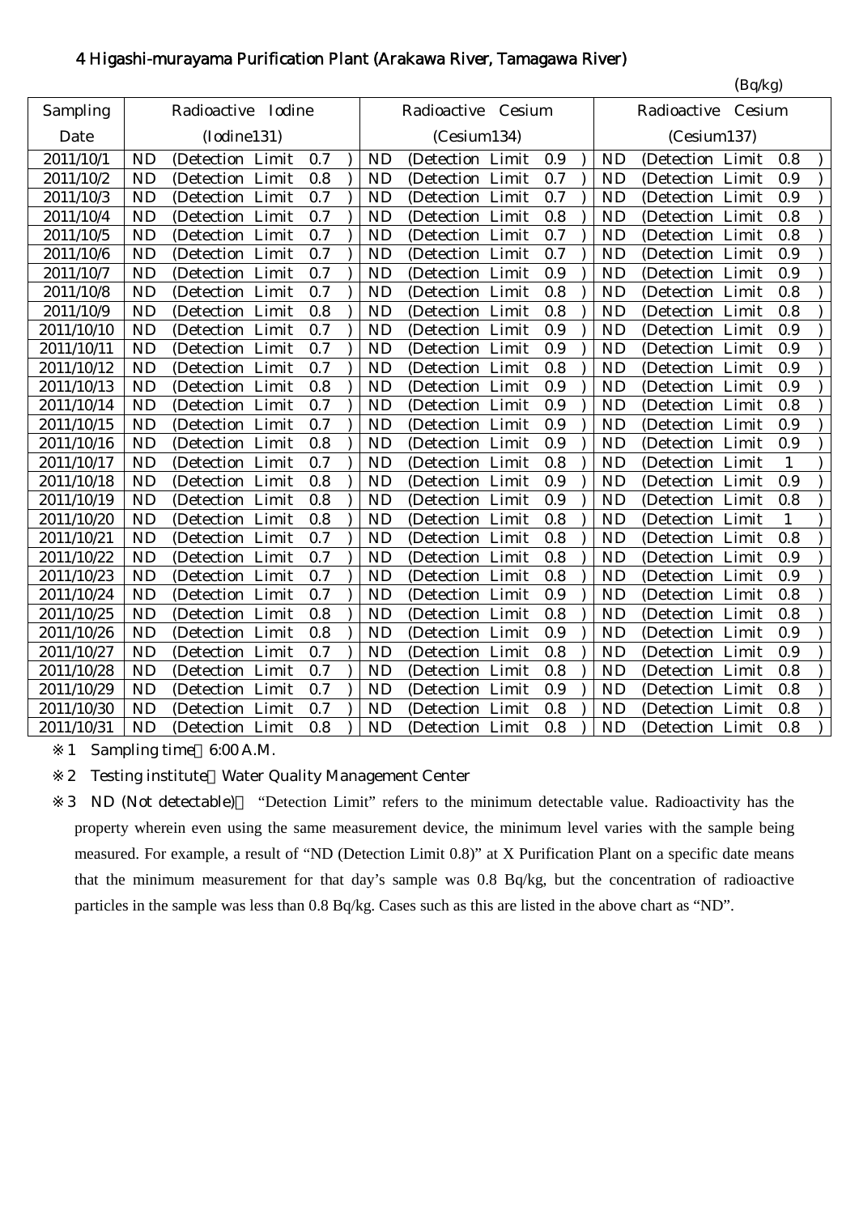## 4 Higashi-murayama Purification Plant (Arakawa River, Tamagawa River)

(Bq/kg)

| Sampling Date | Radioactive Iodine (Iodine131) | Radioactive Cesium (Cesium134) | Radioactive Cesium (Cesium137) |
|---|---|---|---|
| 2011/10/1 | ND (Detection Limit 0.7 ) | ND (Detection Limit 0.9 ) | ND (Detection Limit 0.8 ) |
| 2011/10/2 | ND (Detection Limit 0.8 ) | ND (Detection Limit 0.7 ) | ND (Detection Limit 0.9 ) |
| 2011/10/3 | ND (Detection Limit 0.7 ) | ND (Detection Limit 0.7 ) | ND (Detection Limit 0.9 ) |
| 2011/10/4 | ND (Detection Limit 0.7 ) | ND (Detection Limit 0.8 ) | ND (Detection Limit 0.8 ) |
| 2011/10/5 | ND (Detection Limit 0.7 ) | ND (Detection Limit 0.7 ) | ND (Detection Limit 0.8 ) |
| 2011/10/6 | ND (Detection Limit 0.7 ) | ND (Detection Limit 0.7 ) | ND (Detection Limit 0.9 ) |
| 2011/10/7 | ND (Detection Limit 0.7 ) | ND (Detection Limit 0.9 ) | ND (Detection Limit 0.9 ) |
| 2011/10/8 | ND (Detection Limit 0.7 ) | ND (Detection Limit 0.8 ) | ND (Detection Limit 0.8 ) |
| 2011/10/9 | ND (Detection Limit 0.8 ) | ND (Detection Limit 0.8 ) | ND (Detection Limit 0.8 ) |
| 2011/10/10 | ND (Detection Limit 0.7 ) | ND (Detection Limit 0.9 ) | ND (Detection Limit 0.9 ) |
| 2011/10/11 | ND (Detection Limit 0.7 ) | ND (Detection Limit 0.9 ) | ND (Detection Limit 0.9 ) |
| 2011/10/12 | ND (Detection Limit 0.7 ) | ND (Detection Limit 0.8 ) | ND (Detection Limit 0.9 ) |
| 2011/10/13 | ND (Detection Limit 0.8 ) | ND (Detection Limit 0.9 ) | ND (Detection Limit 0.9 ) |
| 2011/10/14 | ND (Detection Limit 0.7 ) | ND (Detection Limit 0.9 ) | ND (Detection Limit 0.8 ) |
| 2011/10/15 | ND (Detection Limit 0.7 ) | ND (Detection Limit 0.9 ) | ND (Detection Limit 0.9 ) |
| 2011/10/16 | ND (Detection Limit 0.8 ) | ND (Detection Limit 0.9 ) | ND (Detection Limit 0.9 ) |
| 2011/10/17 | ND (Detection Limit 0.7 ) | ND (Detection Limit 0.8 ) | ND (Detection Limit 1 ) |
| 2011/10/18 | ND (Detection Limit 0.8 ) | ND (Detection Limit 0.9 ) | ND (Detection Limit 0.9 ) |
| 2011/10/19 | ND (Detection Limit 0.8 ) | ND (Detection Limit 0.9 ) | ND (Detection Limit 0.8 ) |
| 2011/10/20 | ND (Detection Limit 0.8 ) | ND (Detection Limit 0.8 ) | ND (Detection Limit 1 ) |
| 2011/10/21 | ND (Detection Limit 0.7 ) | ND (Detection Limit 0.8 ) | ND (Detection Limit 0.8 ) |
| 2011/10/22 | ND (Detection Limit 0.7 ) | ND (Detection Limit 0.8 ) | ND (Detection Limit 0.9 ) |
| 2011/10/23 | ND (Detection Limit 0.7 ) | ND (Detection Limit 0.8 ) | ND (Detection Limit 0.9 ) |
| 2011/10/24 | ND (Detection Limit 0.7 ) | ND (Detection Limit 0.9 ) | ND (Detection Limit 0.8 ) |
| 2011/10/25 | ND (Detection Limit 0.8 ) | ND (Detection Limit 0.8 ) | ND (Detection Limit 0.8 ) |
| 2011/10/26 | ND (Detection Limit 0.8 ) | ND (Detection Limit 0.9 ) | ND (Detection Limit 0.9 ) |
| 2011/10/27 | ND (Detection Limit 0.7 ) | ND (Detection Limit 0.8 ) | ND (Detection Limit 0.9 ) |
| 2011/10/28 | ND (Detection Limit 0.7 ) | ND (Detection Limit 0.8 ) | ND (Detection Limit 0.8 ) |
| 2011/10/29 | ND (Detection Limit 0.7 ) | ND (Detection Limit 0.9 ) | ND (Detection Limit 0.8 ) |
| 2011/10/30 | ND (Detection Limit 0.7 ) | ND (Detection Limit 0.8 ) | ND (Detection Limit 0.8 ) |
| 2011/10/31 | ND (Detection Limit 0.8 ) | ND (Detection Limit 0.8 ) | ND (Detection Limit 0.8 ) |

※1 Sampling time 6:00 A.M.

※2 Testing institute Water Quality Management Center

※3 ND (Not detectable) "Detection Limit" refers to the minimum detectable value. Radioactivity has the property wherein even using the same measurement device, the minimum level varies with the sample being measured. For example, a result of "ND (Detection Limit 0.8)" at X Purification Plant on a specific date means that the minimum measurement for that day's sample was 0.8 Bq/kg, but the concentration of radioactive particles in the sample was less than 0.8 Bq/kg. Cases such as this are listed in the above chart as "ND".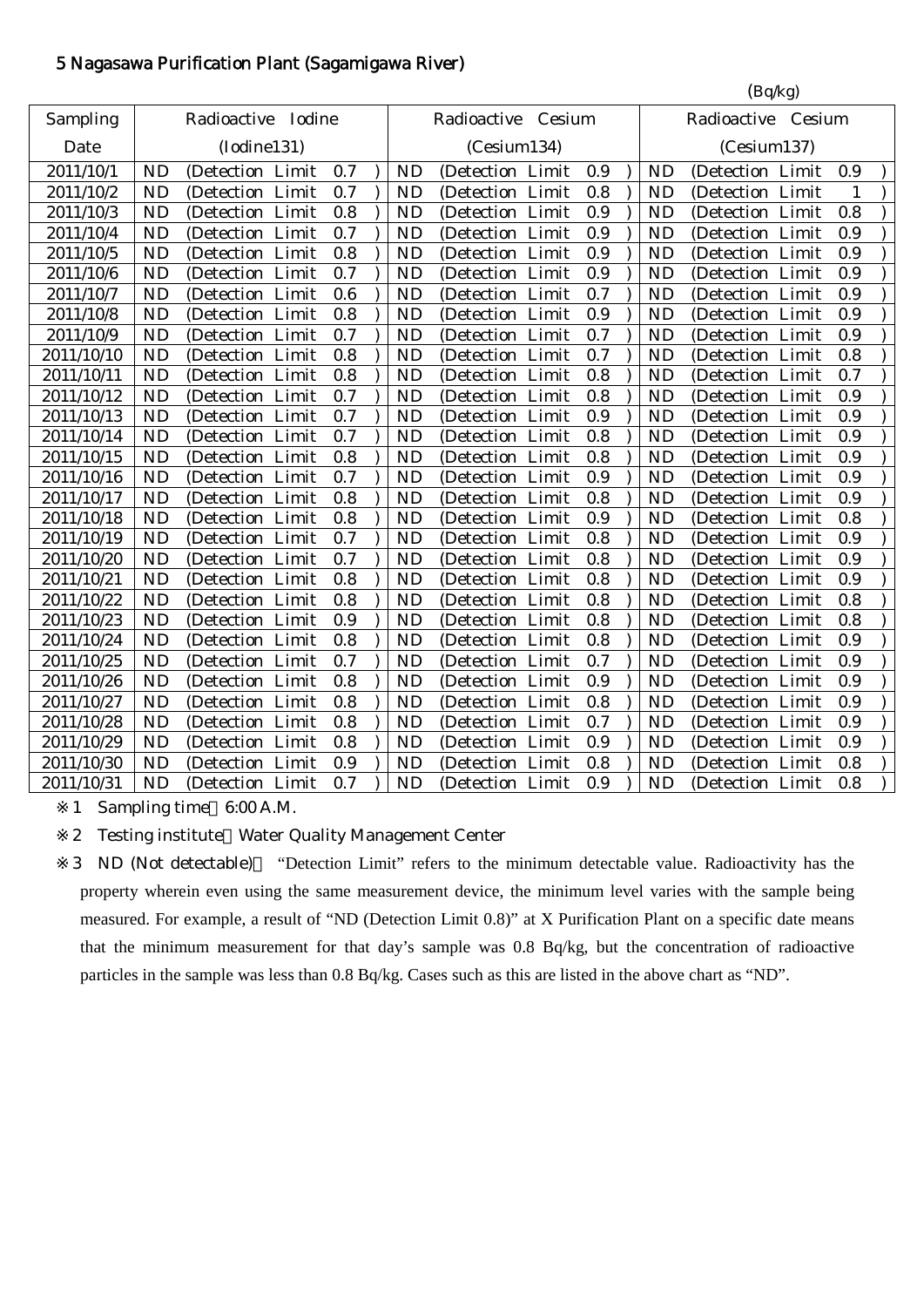## 5 Nagasawa Purification Plant (Sagamigawa River)

(Bq/kg)

| Sampling Date | Radioactive Iodine (Iodine131) | Radioactive Cesium (Cesium134) | Radioactive Cesium (Cesium137) |
|---|---|---|---|
| 2011/10/1 | ND (Detection Limit 0.7 ) | ND (Detection Limit 0.9 ) | ND (Detection Limit 0.9 ) |
| 2011/10/2 | ND (Detection Limit 0.7 ) | ND (Detection Limit 0.8 ) | ND (Detection Limit 1 ) |
| 2011/10/3 | ND (Detection Limit 0.8 ) | ND (Detection Limit 0.9 ) | ND (Detection Limit 0.8 ) |
| 2011/10/4 | ND (Detection Limit 0.7 ) | ND (Detection Limit 0.9 ) | ND (Detection Limit 0.9 ) |
| 2011/10/5 | ND (Detection Limit 0.8 ) | ND (Detection Limit 0.9 ) | ND (Detection Limit 0.9 ) |
| 2011/10/6 | ND (Detection Limit 0.7 ) | ND (Detection Limit 0.9 ) | ND (Detection Limit 0.9 ) |
| 2011/10/7 | ND (Detection Limit 0.6 ) | ND (Detection Limit 0.7 ) | ND (Detection Limit 0.9 ) |
| 2011/10/8 | ND (Detection Limit 0.8 ) | ND (Detection Limit 0.9 ) | ND (Detection Limit 0.9 ) |
| 2011/10/9 | ND (Detection Limit 0.7 ) | ND (Detection Limit 0.7 ) | ND (Detection Limit 0.9 ) |
| 2011/10/10 | ND (Detection Limit 0.8 ) | ND (Detection Limit 0.7 ) | ND (Detection Limit 0.8 ) |
| 2011/10/11 | ND (Detection Limit 0.8 ) | ND (Detection Limit 0.8 ) | ND (Detection Limit 0.7 ) |
| 2011/10/12 | ND (Detection Limit 0.7 ) | ND (Detection Limit 0.8 ) | ND (Detection Limit 0.9 ) |
| 2011/10/13 | ND (Detection Limit 0.7 ) | ND (Detection Limit 0.9 ) | ND (Detection Limit 0.9 ) |
| 2011/10/14 | ND (Detection Limit 0.7 ) | ND (Detection Limit 0.8 ) | ND (Detection Limit 0.9 ) |
| 2011/10/15 | ND (Detection Limit 0.8 ) | ND (Detection Limit 0.8 ) | ND (Detection Limit 0.9 ) |
| 2011/10/16 | ND (Detection Limit 0.7 ) | ND (Detection Limit 0.9 ) | ND (Detection Limit 0.9 ) |
| 2011/10/17 | ND (Detection Limit 0.8 ) | ND (Detection Limit 0.8 ) | ND (Detection Limit 0.9 ) |
| 2011/10/18 | ND (Detection Limit 0.8 ) | ND (Detection Limit 0.9 ) | ND (Detection Limit 0.8 ) |
| 2011/10/19 | ND (Detection Limit 0.7 ) | ND (Detection Limit 0.8 ) | ND (Detection Limit 0.9 ) |
| 2011/10/20 | ND (Detection Limit 0.7 ) | ND (Detection Limit 0.8 ) | ND (Detection Limit 0.9 ) |
| 2011/10/21 | ND (Detection Limit 0.8 ) | ND (Detection Limit 0.8 ) | ND (Detection Limit 0.9 ) |
| 2011/10/22 | ND (Detection Limit 0.8 ) | ND (Detection Limit 0.8 ) | ND (Detection Limit 0.8 ) |
| 2011/10/23 | ND (Detection Limit 0.9 ) | ND (Detection Limit 0.8 ) | ND (Detection Limit 0.8 ) |
| 2011/10/24 | ND (Detection Limit 0.8 ) | ND (Detection Limit 0.8 ) | ND (Detection Limit 0.9 ) |
| 2011/10/25 | ND (Detection Limit 0.7 ) | ND (Detection Limit 0.7 ) | ND (Detection Limit 0.9 ) |
| 2011/10/26 | ND (Detection Limit 0.8 ) | ND (Detection Limit 0.9 ) | ND (Detection Limit 0.9 ) |
| 2011/10/27 | ND (Detection Limit 0.8 ) | ND (Detection Limit 0.8 ) | ND (Detection Limit 0.9 ) |
| 2011/10/28 | ND (Detection Limit 0.8 ) | ND (Detection Limit 0.7 ) | ND (Detection Limit 0.9 ) |
| 2011/10/29 | ND (Detection Limit 0.8 ) | ND (Detection Limit 0.9 ) | ND (Detection Limit 0.9 ) |
| 2011/10/30 | ND (Detection Limit 0.9 ) | ND (Detection Limit 0.8 ) | ND (Detection Limit 0.8 ) |
| 2011/10/31 | ND (Detection Limit 0.7 ) | ND (Detection Limit 0.9 ) | ND (Detection Limit 0.8 ) |

※1 Sampling time 6:00 A.M.

※2 Testing institute：Water Quality Management Center

※3 ND (Not detectable)： "Detection Limit" refers to the minimum detectable value. Radioactivity has the property wherein even using the same measurement device, the minimum level varies with the sample being measured. For example, a result of "ND (Detection Limit 0.8)" at X Purification Plant on a specific date means that the minimum measurement for that day's sample was 0.8 Bq/kg, but the concentration of radioactive particles in the sample was less than 0.8 Bq/kg. Cases such as this are listed in the above chart as "ND".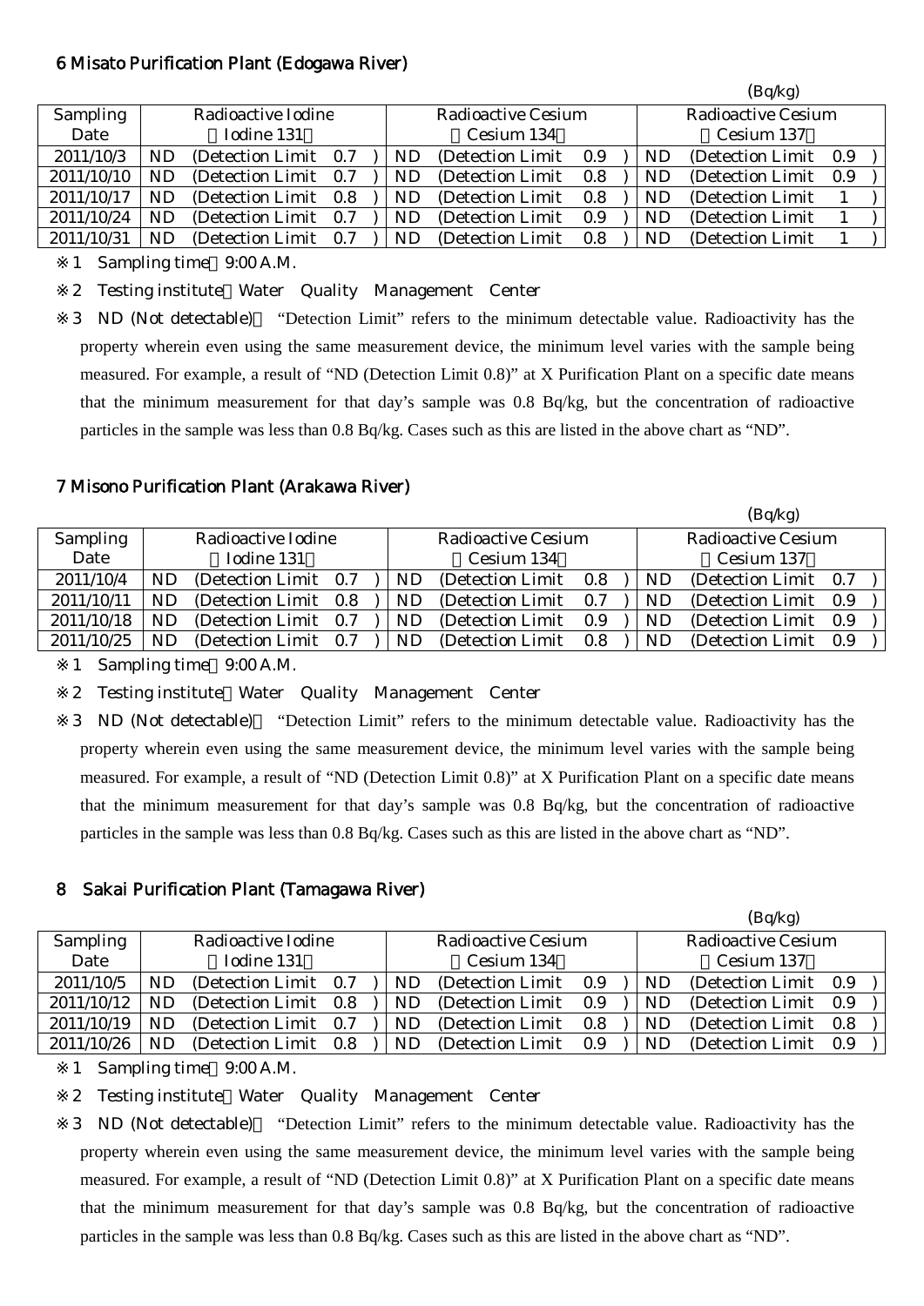## 6 Misato Purification Plant (Edogawa River)

(Bq/kg)

| Sampling Date | Radioactive Iodine (Iodine 131) | Radioactive Cesium (Cesium 134) | Radioactive Cesium (Cesium 137) |
|---|---|---|---|
| 2011/10/3 | ND (Detection Limit 0.7) | ND (Detection Limit 0.9) | ND (Detection Limit 0.9) |
| 2011/10/10 | ND (Detection Limit 0.7) | ND (Detection Limit 0.8) | ND (Detection Limit 0.9) |
| 2011/10/17 | ND (Detection Limit 0.8) | ND (Detection Limit 0.8) | ND (Detection Limit 1) |
| 2011/10/24 | ND (Detection Limit 0.7) | ND (Detection Limit 0.9) | ND (Detection Limit 1) |
| 2011/10/31 | ND (Detection Limit 0.7) | ND (Detection Limit 0.8) | ND (Detection Limit 1) |

※1 Sampling time 9:00 A.M.

※2 Testing institute Water Quality Management Center

※3 ND (Not detectable) "Detection Limit" refers to the minimum detectable value. Radioactivity has the property wherein even using the same measurement device, the minimum level varies with the sample being measured. For example, a result of "ND (Detection Limit 0.8)" at X Purification Plant on a specific date means that the minimum measurement for that day's sample was 0.8 Bq/kg, but the concentration of radioactive particles in the sample was less than 0.8 Bq/kg. Cases such as this are listed in the above chart as "ND".

## 7 Misono Purification Plant (Arakawa River)

(Bq/kg)

| Sampling Date | Radioactive Iodine (Iodine 131) | Radioactive Cesium (Cesium 134) | Radioactive Cesium (Cesium 137) |
|---|---|---|---|
| 2011/10/4 | ND (Detection Limit 0.7) | ND (Detection Limit 0.8) | ND (Detection Limit 0.7) |
| 2011/10/11 | ND (Detection Limit 0.8) | ND (Detection Limit 0.7) | ND (Detection Limit 0.9) |
| 2011/10/18 | ND (Detection Limit 0.7) | ND (Detection Limit 0.9) | ND (Detection Limit 0.9) |
| 2011/10/25 | ND (Detection Limit 0.7) | ND (Detection Limit 0.8) | ND (Detection Limit 0.9) |

※1 Sampling time 9:00 A.M.

※2 Testing institute Water Quality Management Center

※3 ND (Not detectable) "Detection Limit" refers to the minimum detectable value. Radioactivity has the property wherein even using the same measurement device, the minimum level varies with the sample being measured. For example, a result of "ND (Detection Limit 0.8)" at X Purification Plant on a specific date means that the minimum measurement for that day's sample was 0.8 Bq/kg, but the concentration of radioactive particles in the sample was less than 0.8 Bq/kg. Cases such as this are listed in the above chart as "ND".

## 8 Sakai Purification Plant (Tamagawa River)

(Bq/kg)

| Sampling Date | Radioactive Iodine (Iodine 131) | Radioactive Cesium (Cesium 134) | Radioactive Cesium (Cesium 137) |
|---|---|---|---|
| 2011/10/5 | ND (Detection Limit 0.7) | ND (Detection Limit 0.9) | ND (Detection Limit 0.9) |
| 2011/10/12 | ND (Detection Limit 0.8) | ND (Detection Limit 0.9) | ND (Detection Limit 0.9) |
| 2011/10/19 | ND (Detection Limit 0.7) | ND (Detection Limit 0.8) | ND (Detection Limit 0.8) |
| 2011/10/26 | ND (Detection Limit 0.8) | ND (Detection Limit 0.9) | ND (Detection Limit 0.9) |

※1 Sampling time 9:00 A.M.

※2 Testing institute Water Quality Management Center

※3 ND (Not detectable) "Detection Limit" refers to the minimum detectable value. Radioactivity has the property wherein even using the same measurement device, the minimum level varies with the sample being measured. For example, a result of "ND (Detection Limit 0.8)" at X Purification Plant on a specific date means that the minimum measurement for that day's sample was 0.8 Bq/kg, but the concentration of radioactive particles in the sample was less than 0.8 Bq/kg. Cases such as this are listed in the above chart as "ND".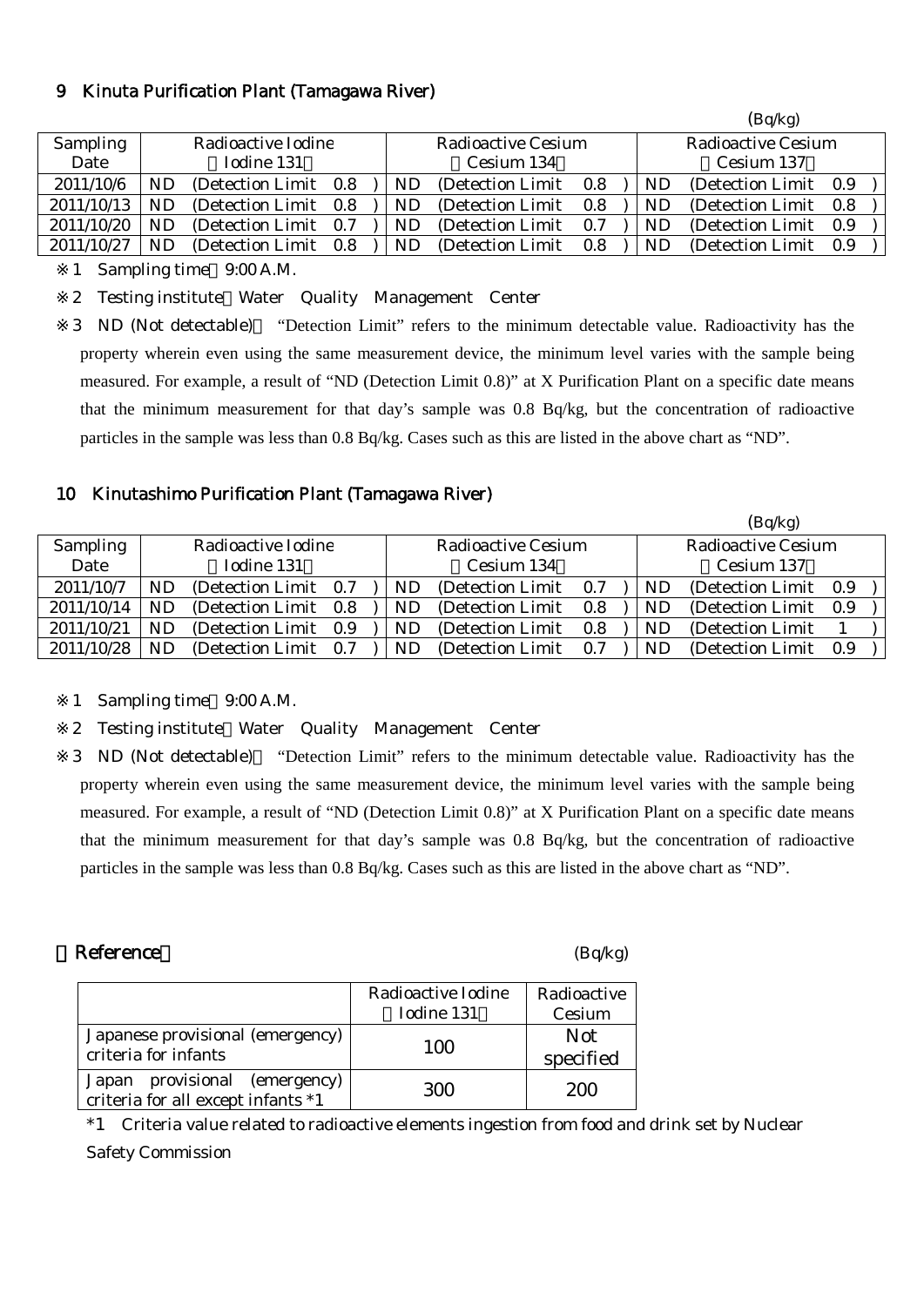## 9 Kinuta Purification Plant (Tamagawa River)

(Bq/kg)

| Sampling Date | Radioactive Iodine (Iodine 131) | Radioactive Cesium (Cesium 134) | Radioactive Cesium (Cesium 137) |
|---|---|---|---|
| 2011/10/6 | ND (Detection Limit 0.8) | ND (Detection Limit 0.8) | ND (Detection Limit 0.9) |
| 2011/10/13 | ND (Detection Limit 0.8) | ND (Detection Limit 0.8) | ND (Detection Limit 0.8) |
| 2011/10/20 | ND (Detection Limit 0.7) | ND (Detection Limit 0.7) | ND (Detection Limit 0.9) |
| 2011/10/27 | ND (Detection Limit 0.8) | ND (Detection Limit 0.8) | ND (Detection Limit 0.9) |

※1 Sampling time 9:00 A.M.

※2 Testing institute Water Quality Management Center

※3 ND (Not detectable) "Detection Limit" refers to the minimum detectable value. Radioactivity has the property wherein even using the same measurement device, the minimum level varies with the sample being measured. For example, a result of "ND (Detection Limit 0.8)" at X Purification Plant on a specific date means that the minimum measurement for that day's sample was 0.8 Bq/kg, but the concentration of radioactive particles in the sample was less than 0.8 Bq/kg. Cases such as this are listed in the above chart as "ND".

## 10 Kinutashimo Purification Plant (Tamagawa River)

(Bq/kg)

| Sampling Date | Radioactive Iodine (Iodine 131) | Radioactive Cesium (Cesium 134) | Radioactive Cesium (Cesium 137) |
|---|---|---|---|
| 2011/10/7 | ND (Detection Limit 0.7) | ND (Detection Limit 0.7) | ND (Detection Limit 0.9) |
| 2011/10/14 | ND (Detection Limit 0.8) | ND (Detection Limit 0.8) | ND (Detection Limit 0.9) |
| 2011/10/21 | ND (Detection Limit 0.9) | ND (Detection Limit 0.8) | ND (Detection Limit 1) |
| 2011/10/28 | ND (Detection Limit 0.7) | ND (Detection Limit 0.7) | ND (Detection Limit 0.9) |

※1 Sampling time 9:00 A.M.

※2 Testing institute Water Quality Management Center

※3 ND (Not detectable) "Detection Limit" refers to the minimum detectable value. Radioactivity has the property wherein even using the same measurement device, the minimum level varies with the sample being measured. For example, a result of "ND (Detection Limit 0.8)" at X Purification Plant on a specific date means that the minimum measurement for that day's sample was 0.8 Bq/kg, but the concentration of radioactive particles in the sample was less than 0.8 Bq/kg. Cases such as this are listed in the above chart as "ND".

## Reference

(Bq/kg)

| | Radioactive Iodine (Iodine 131) | Radioactive Cesium |
|---|---|---|
| Japanese provisional (emergency) criteria for infants | 100 | Not specified |
| Japan provisional (emergency) criteria for all except infants *1 | 300 | 200 |

*1 Criteria value related to radioactive elements ingestion from food and drink set by Nuclear Safety Commission